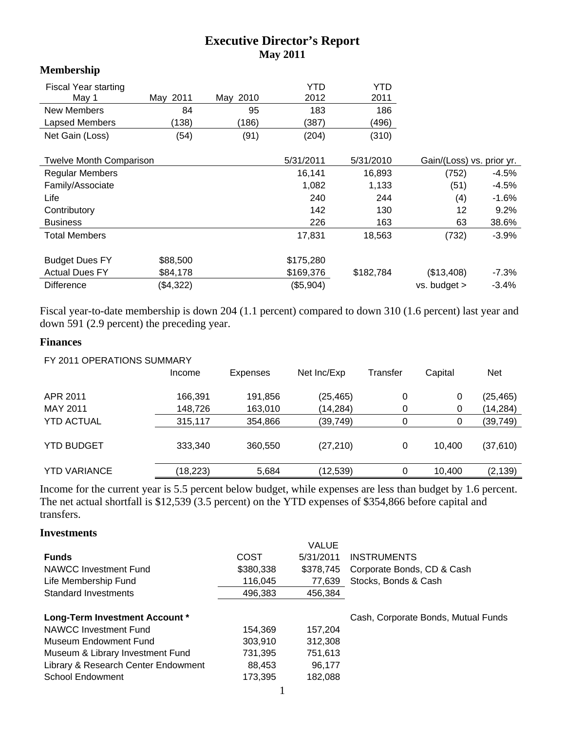# Executive Director's Report
## May 2011

### Membership

| Fiscal Year starting May 1 | May 2011 | May 2010 | YTD 2012 | YTD 2011 |
|---|---|---|---|---|
| New Members | 84 | 95 | 183 | 186 |
| Lapsed Members | (138) | (186) | (387) | (496) |
| Net Gain (Loss) | (54) | (91) | (204) | (310) |

| Twelve Month Comparison | | 5/31/2011 | 5/31/2010 | Gain/(Loss) vs. prior yr. | |
|---|---|---|---|---|---|
| Regular Members | | 16,141 | 16,893 | (752) | -4.5% |
| Family/Associate | | 1,082 | 1,133 | (51) | -4.5% |
| Life | | 240 | 244 | (4) | -1.6% |
| Contributory | | 142 | 130 | 12 | 9.2% |
| Business | | 226 | 163 | 63 | 38.6% |
| Total Members | | 17,831 | 18,563 | (732) | -3.9% |
| | | | | | |
| Budget Dues FY | $88,500 | $175,280 | | | |
| Actual Dues FY | $84,178 | $169,376 | $182,784 | ($13,408) | -7.3% |
| Difference | ($4,322) | ($5,904) | | vs. budget > | -3.4% |

Fiscal year-to-date membership is down 204 (1.1 percent) compared to down 310 (1.6 percent) last year and down 591 (2.9 percent) the preceding year.

### Finances

FY 2011 OPERATIONS SUMMARY

| | Income | Expenses | Net Inc/Exp | Transfer | Capital | Net |
|---|---|---|---|---|---|---|
| APR 2011 | 166,391 | 191,856 | (25,465) | 0 | 0 | (25,465) |
| MAY 2011 | 148,726 | 163,010 | (14,284) | 0 | 0 | (14,284) |
| YTD ACTUAL | 315,117 | 354,866 | (39,749) | 0 | 0 | (39,749) |
| YTD BUDGET | 333,340 | 360,550 | (27,210) | 0 | 10,400 | (37,610) |
| YTD VARIANCE | (18,223) | 5,684 | (12,539) | 0 | 10,400 | (2,139) |

Income for the current year is 5.5 percent below budget, while expenses are less than budget by 1.6 percent. The net actual shortfall is $12,539 (3.5 percent) on the YTD expenses of $354,866 before capital and transfers.

### Investments

| Funds | COST | VALUE 5/31/2011 | INSTRUMENTS |
|---|---|---|---|
| NAWCC Investment Fund | $380,338 | $378,745 | Corporate Bonds, CD & Cash |
| Life Membership Fund | 116,045 | 77,639 | Stocks, Bonds & Cash |
| Standard Investments | 496,383 | 456,384 | |
| | | | |
| **Long-Term Investment Account \*** | | | Cash, Corporate Bonds, Mutual Funds |
| NAWCC Investment Fund | 154,369 | 157,204 | |
| Museum Endowment Fund | 303,910 | 312,308 | |
| Museum & Library Investment Fund | 731,395 | 751,613 | |
| Library & Research Center Endowment | 88,453 | 96,177 | |
| School Endowment | 173,395 | 182,088 | |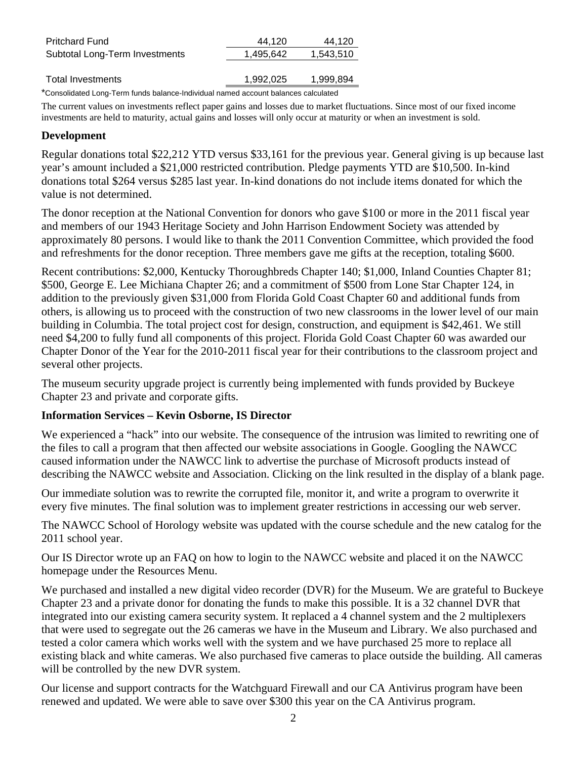| | | |
|---|---|---|
| Pritchard Fund | 44,120 | 44,120 |
| Subtotal Long-Term Investments | 1,495,642 | 1,543,510 |
| Total Investments | 1,992,025 | 1,999,894 |

*Consolidated Long-Term funds balance-Individual named account balances calculated

The current values on investments reflect paper gains and losses due to market fluctuations. Since most of our fixed income investments are held to maturity, actual gains and losses will only occur at maturity or when an investment is sold.

## Development

Regular donations total $22,212 YTD versus $33,161 for the previous year. General giving is up because last year's amount included a $21,000 restricted contribution. Pledge payments YTD are $10,500. In-kind donations total $264 versus $285 last year. In-kind donations do not include items donated for which the value is not determined.

The donor reception at the National Convention for donors who gave $100 or more in the 2011 fiscal year and members of our 1943 Heritage Society and John Harrison Endowment Society was attended by approximately 80 persons. I would like to thank the 2011 Convention Committee, which provided the food and refreshments for the donor reception. Three members gave me gifts at the reception, totaling $600.

Recent contributions: $2,000, Kentucky Thoroughbreds Chapter 140; $1,000, Inland Counties Chapter 81; $500, George E. Lee Michiana Chapter 26; and a commitment of $500 from Lone Star Chapter 124, in addition to the previously given $31,000 from Florida Gold Coast Chapter 60 and additional funds from others, is allowing us to proceed with the construction of two new classrooms in the lower level of our main building in Columbia. The total project cost for design, construction, and equipment is $42,461. We still need $4,200 to fully fund all components of this project. Florida Gold Coast Chapter 60 was awarded our Chapter Donor of the Year for the 2010-2011 fiscal year for their contributions to the classroom project and several other projects.

The museum security upgrade project is currently being implemented with funds provided by Buckeye Chapter 23 and private and corporate gifts.

## Information Services – Kevin Osborne, IS Director

We experienced a "hack" into our website. The consequence of the intrusion was limited to rewriting one of the files to call a program that then affected our website associations in Google. Googling the NAWCC caused information under the NAWCC link to advertise the purchase of Microsoft products instead of describing the NAWCC website and Association. Clicking on the link resulted in the display of a blank page.

Our immediate solution was to rewrite the corrupted file, monitor it, and write a program to overwrite it every five minutes. The final solution was to implement greater restrictions in accessing our web server.

The NAWCC School of Horology website was updated with the course schedule and the new catalog for the 2011 school year.

Our IS Director wrote up an FAQ on how to login to the NAWCC website and placed it on the NAWCC homepage under the Resources Menu.

We purchased and installed a new digital video recorder (DVR) for the Museum. We are grateful to Buckeye Chapter 23 and a private donor for donating the funds to make this possible. It is a 32 channel DVR that integrated into our existing camera security system. It replaced a 4 channel system and the 2 multiplexers that were used to segregate out the 26 cameras we have in the Museum and Library. We also purchased and tested a color camera which works well with the system and we have purchased 25 more to replace all existing black and white cameras. We also purchased five cameras to place outside the building. All cameras will be controlled by the new DVR system.

Our license and support contracts for the Watchguard Firewall and our CA Antivirus program have been renewed and updated. We were able to save over $300 this year on the CA Antivirus program.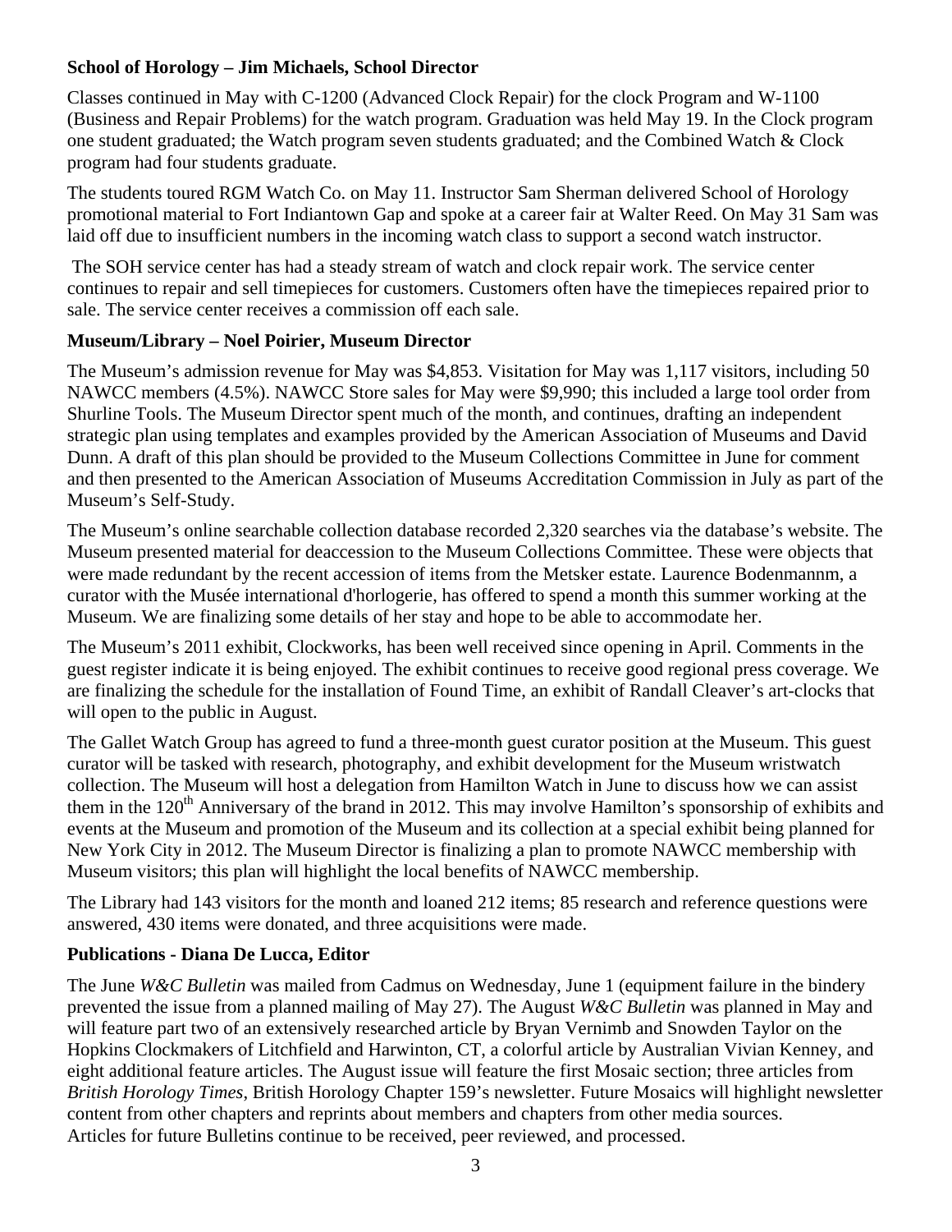**School of Horology – Jim Michaels, School Director**

Classes continued in May with C-1200 (Advanced Clock Repair) for the clock Program and W-1100 (Business and Repair Problems) for the watch program. Graduation was held May 19. In the Clock program one student graduated; the Watch program seven students graduated; and the Combined Watch & Clock program had four students graduate.

The students toured RGM Watch Co. on May 11. Instructor Sam Sherman delivered School of Horology promotional material to Fort Indiantown Gap and spoke at a career fair at Walter Reed. On May 31 Sam was laid off due to insufficient numbers in the incoming watch class to support a second watch instructor.

The SOH service center has had a steady stream of watch and clock repair work. The service center continues to repair and sell timepieces for customers. Customers often have the timepieces repaired prior to sale. The service center receives a commission off each sale.

**Museum/Library – Noel Poirier, Museum Director**

The Museum's admission revenue for May was $4,853. Visitation for May was 1,117 visitors, including 50 NAWCC members (4.5%). NAWCC Store sales for May were $9,990; this included a large tool order from Shurline Tools. The Museum Director spent much of the month, and continues, drafting an independent strategic plan using templates and examples provided by the American Association of Museums and David Dunn. A draft of this plan should be provided to the Museum Collections Committee in June for comment and then presented to the American Association of Museums Accreditation Commission in July as part of the Museum's Self-Study.

The Museum's online searchable collection database recorded 2,320 searches via the database's website. The Museum presented material for deaccession to the Museum Collections Committee. These were objects that were made redundant by the recent accession of items from the Metsker estate. Laurence Bodenmannm, a curator with the Musée international d'horlogerie, has offered to spend a month this summer working at the Museum. We are finalizing some details of her stay and hope to be able to accommodate her.

The Museum's 2011 exhibit, Clockworks, has been well received since opening in April. Comments in the guest register indicate it is being enjoyed. The exhibit continues to receive good regional press coverage. We are finalizing the schedule for the installation of Found Time, an exhibit of Randall Cleaver's art-clocks that will open to the public in August.

The Gallet Watch Group has agreed to fund a three-month guest curator position at the Museum. This guest curator will be tasked with research, photography, and exhibit development for the Museum wristwatch collection. The Museum will host a delegation from Hamilton Watch in June to discuss how we can assist them in the 120th Anniversary of the brand in 2012. This may involve Hamilton's sponsorship of exhibits and events at the Museum and promotion of the Museum and its collection at a special exhibit being planned for New York City in 2012. The Museum Director is finalizing a plan to promote NAWCC membership with Museum visitors; this plan will highlight the local benefits of NAWCC membership.

The Library had 143 visitors for the month and loaned 212 items; 85 research and reference questions were answered, 430 items were donated, and three acquisitions were made.

**Publications - Diana De Lucca, Editor**

The June *W&C Bulletin* was mailed from Cadmus on Wednesday, June 1 (equipment failure in the bindery prevented the issue from a planned mailing of May 27). The August *W&C Bulletin* was planned in May and will feature part two of an extensively researched article by Bryan Vernimb and Snowden Taylor on the Hopkins Clockmakers of Litchfield and Harwinton, CT, a colorful article by Australian Vivian Kenney, and eight additional feature articles. The August issue will feature the first Mosaic section; three articles from *British Horology Times*, British Horology Chapter 159's newsletter. Future Mosaics will highlight newsletter content from other chapters and reprints about members and chapters from other media sources.
Articles for future Bulletins continue to be received, peer reviewed, and processed.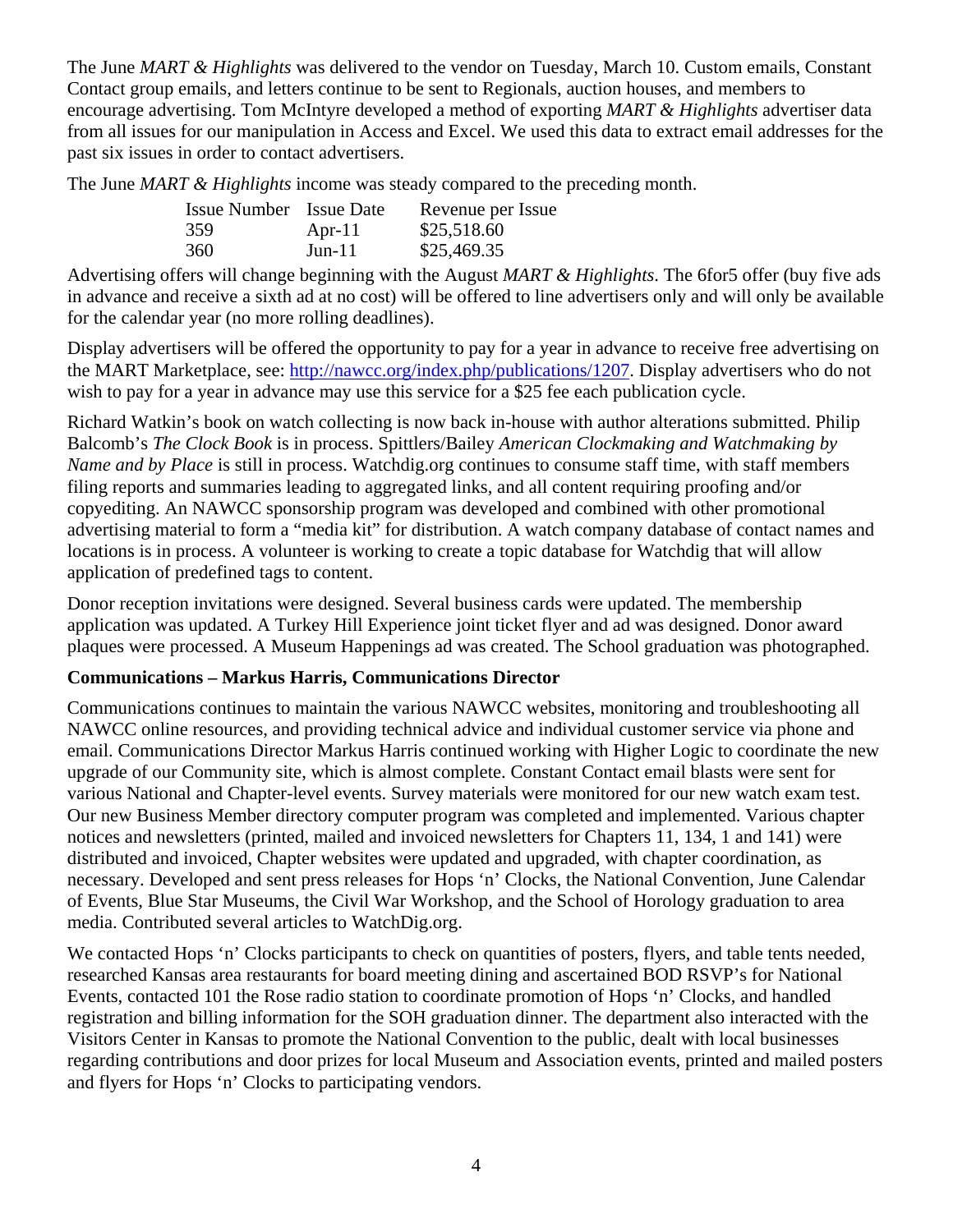The June *MART & Highlights* was delivered to the vendor on Tuesday, March 10. Custom emails, Constant Contact group emails, and letters continue to be sent to Regionals, auction houses, and members to encourage advertising. Tom McIntyre developed a method of exporting *MART & Highlights* advertiser data from all issues for our manipulation in Access and Excel. We used this data to extract email addresses for the past six issues in order to contact advertisers.

The June *MART & Highlights* income was steady compared to the preceding month.

| Issue Number | Issue Date | Revenue per Issue |
|---|---|---|
| 359 | Apr-11 | $25,518.60 |
| 360 | Jun-11 | $25,469.35 |

Advertising offers will change beginning with the August *MART & Highlights*. The 6for5 offer (buy five ads in advance and receive a sixth ad at no cost) will be offered to line advertisers only and will only be available for the calendar year (no more rolling deadlines).

Display advertisers will be offered the opportunity to pay for a year in advance to receive free advertising on the MART Marketplace, see: http://nawcc.org/index.php/publications/1207. Display advertisers who do not wish to pay for a year in advance may use this service for a $25 fee each publication cycle.

Richard Watkin's book on watch collecting is now back in-house with author alterations submitted. Philip Balcomb's *The Clock Book* is in process. Spittlers/Bailey *American Clockmaking and Watchmaking by Name and by Place* is still in process. Watchdig.org continues to consume staff time, with staff members filing reports and summaries leading to aggregated links, and all content requiring proofing and/or copyediting. An NAWCC sponsorship program was developed and combined with other promotional advertising material to form a "media kit" for distribution. A watch company database of contact names and locations is in process. A volunteer is working to create a topic database for Watchdig that will allow application of predefined tags to content.

Donor reception invitations were designed. Several business cards were updated. The membership application was updated. A Turkey Hill Experience joint ticket flyer and ad was designed. Donor award plaques were processed. A Museum Happenings ad was created. The School graduation was photographed.

**Communications – Markus Harris, Communications Director**

Communications continues to maintain the various NAWCC websites, monitoring and troubleshooting all NAWCC online resources, and providing technical advice and individual customer service via phone and email. Communications Director Markus Harris continued working with Higher Logic to coordinate the new upgrade of our Community site, which is almost complete. Constant Contact email blasts were sent for various National and Chapter-level events. Survey materials were monitored for our new watch exam test. Our new Business Member directory computer program was completed and implemented. Various chapter notices and newsletters (printed, mailed and invoiced newsletters for Chapters 11, 134, 1 and 141) were distributed and invoiced, Chapter websites were updated and upgraded, with chapter coordination, as necessary. Developed and sent press releases for Hops 'n' Clocks, the National Convention, June Calendar of Events, Blue Star Museums, the Civil War Workshop, and the School of Horology graduation to area media. Contributed several articles to WatchDig.org.

We contacted Hops 'n' Clocks participants to check on quantities of posters, flyers, and table tents needed, researched Kansas area restaurants for board meeting dining and ascertained BOD RSVP's for National Events, contacted 101 the Rose radio station to coordinate promotion of Hops 'n' Clocks, and handled registration and billing information for the SOH graduation dinner. The department also interacted with the Visitors Center in Kansas to promote the National Convention to the public, dealt with local businesses regarding contributions and door prizes for local Museum and Association events, printed and mailed posters and flyers for Hops 'n' Clocks to participating vendors.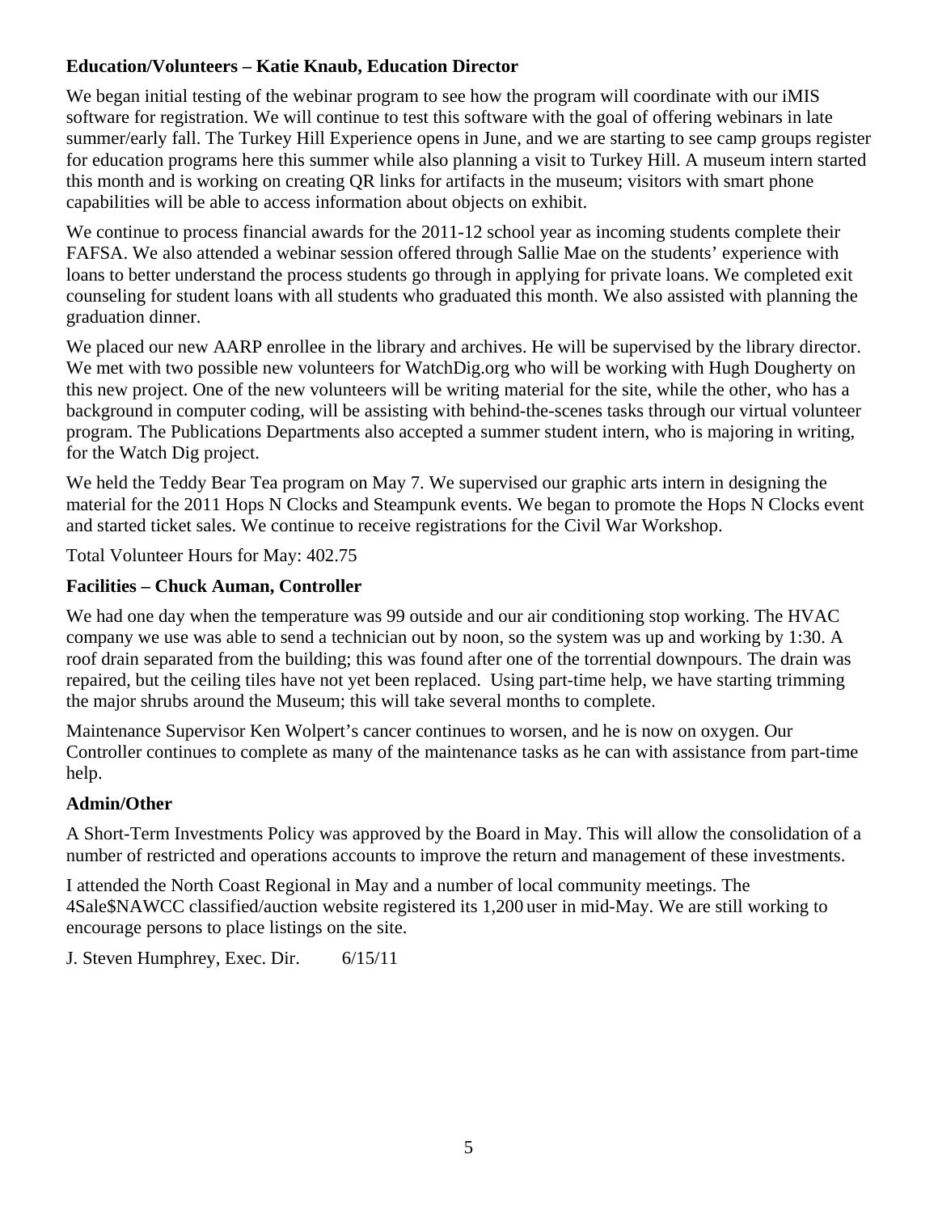**Education/Volunteers – Katie Knaub, Education Director**

We began initial testing of the webinar program to see how the program will coordinate with our iMIS software for registration. We will continue to test this software with the goal of offering webinars in late summer/early fall. The Turkey Hill Experience opens in June, and we are starting to see camp groups register for education programs here this summer while also planning a visit to Turkey Hill. A museum intern started this month and is working on creating QR links for artifacts in the museum; visitors with smart phone capabilities will be able to access information about objects on exhibit.

We continue to process financial awards for the 2011-12 school year as incoming students complete their FAFSA. We also attended a webinar session offered through Sallie Mae on the students' experience with loans to better understand the process students go through in applying for private loans. We completed exit counseling for student loans with all students who graduated this month. We also assisted with planning the graduation dinner.

We placed our new AARP enrollee in the library and archives. He will be supervised by the library director. We met with two possible new volunteers for WatchDig.org who will be working with Hugh Dougherty on this new project. One of the new volunteers will be writing material for the site, while the other, who has a background in computer coding, will be assisting with behind-the-scenes tasks through our virtual volunteer program. The Publications Departments also accepted a summer student intern, who is majoring in writing, for the Watch Dig project.

We held the Teddy Bear Tea program on May 7. We supervised our graphic arts intern in designing the material for the 2011 Hops N Clocks and Steampunk events. We began to promote the Hops N Clocks event and started ticket sales. We continue to receive registrations for the Civil War Workshop.

Total Volunteer Hours for May: 402.75

**Facilities – Chuck Auman, Controller**

We had one day when the temperature was 99 outside and our air conditioning stop working. The HVAC company we use was able to send a technician out by noon, so the system was up and working by 1:30. A roof drain separated from the building; this was found after one of the torrential downpours. The drain was repaired, but the ceiling tiles have not yet been replaced. Using part-time help, we have starting trimming the major shrubs around the Museum; this will take several months to complete.

Maintenance Supervisor Ken Wolpert's cancer continues to worsen, and he is now on oxygen. Our Controller continues to complete as many of the maintenance tasks as he can with assistance from part-time help.

**Admin/Other**

A Short-Term Investments Policy was approved by the Board in May. This will allow the consolidation of a number of restricted and operations accounts to improve the return and management of these investments.

I attended the North Coast Regional in May and a number of local community meetings. The 4Sale$NAWCC classified/auction website registered its 1,200 user in mid-May. We are still working to encourage persons to place listings on the site.

J. Steven Humphrey, Exec. Dir. 6/15/11